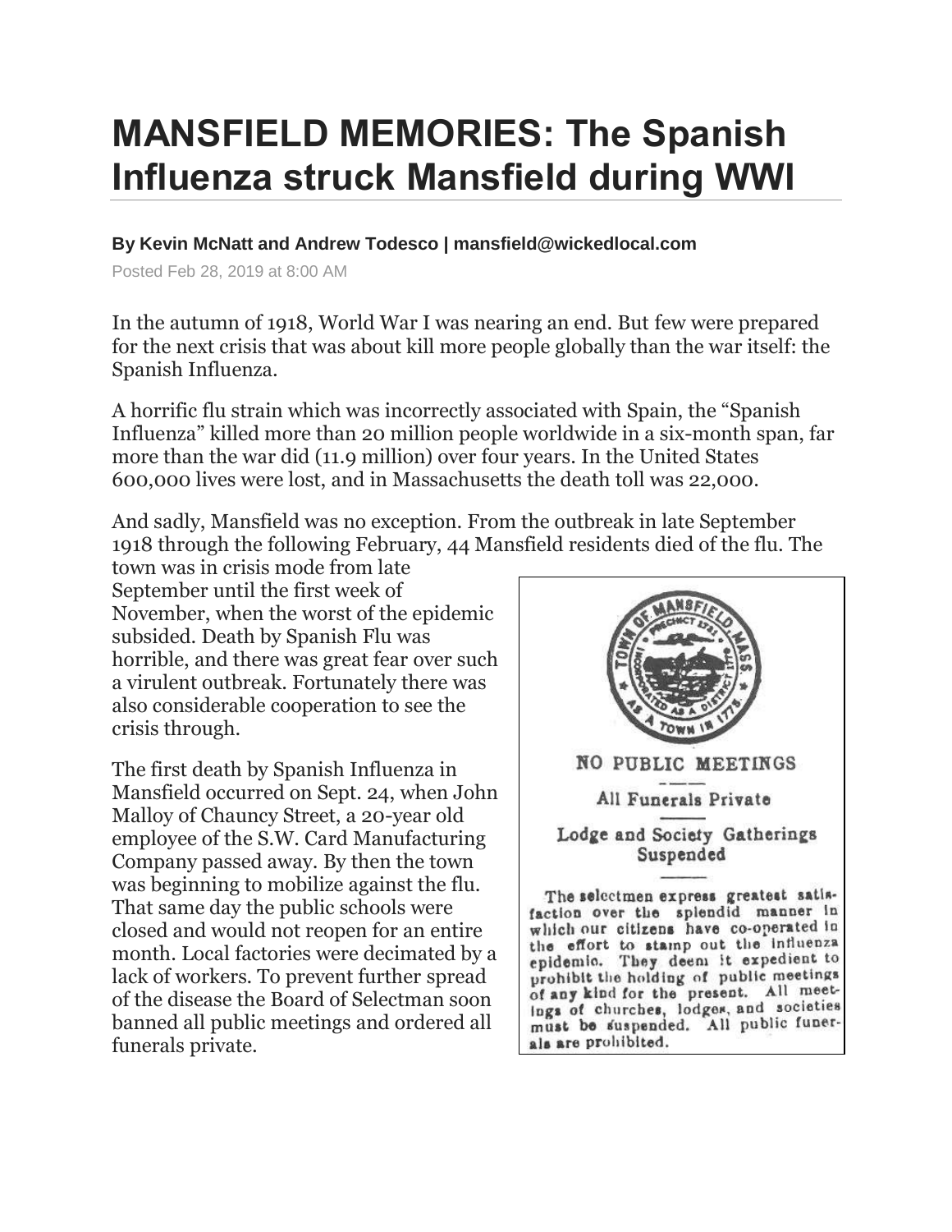# MANSFIELD MEMORIES: The Spanish Influenza struck Mansfield during WWI

**By Kevin McNatt and Andrew Todesco | mansfield@wickedlocal.com**

Posted Feb 28, 2019 at 8:00 AM

In the autumn of 1918, World War I was nearing an end. But few were prepared for the next crisis that was about kill more people globally than the war itself: the Spanish Influenza.

A horrific flu strain which was incorrectly associated with Spain, the "Spanish Influenza" killed more than 20 million people worldwide in a six-month span, far more than the war did (11.9 million) over four years. In the United States 600,000 lives were lost, and in Massachusetts the death toll was 22,000.

And sadly, Mansfield was no exception. From the outbreak in late September 1918 through the following February, 44 Mansfield residents died of the flu. The town was in crisis mode from late September until the first week of November, when the worst of the epidemic subsided. Death by Spanish Flu was horrible, and there was great fear over such a virulent outbreak. Fortunately there was also considerable cooperation to see the crisis through.

The first death by Spanish Influenza in Mansfield occurred on Sept. 24, when John Malloy of Chauncy Street, a 20-year old employee of the S.W. Card Manufacturing Company passed away. By then the town was beginning to mobilize against the flu. That same day the public schools were closed and would not reopen for an entire month. Local factories were decimated by a lack of workers. To prevent further spread of the disease the Board of Selectman soon banned all public meetings and ordered all funerals private.

TOWN OF MANSFIELD MASS. PRECINCT 1731 INCORPORATED AS A DISTRICT 1770 AS A TOWN IN 1775

NO PUBLIC MEETINGS

All Funerals Private

Lodge and Society Gatherings Suspended

The selectmen express greatest satisfaction over the splendid manner in which our citizens have co-operated in the effort to stamp out the influenza epidemic. They deem it expedient to prohibit the holding of public meetings of any kind for the present. All meetings of churches, lodges, and societies must be suspended. All public funerals are prohibited.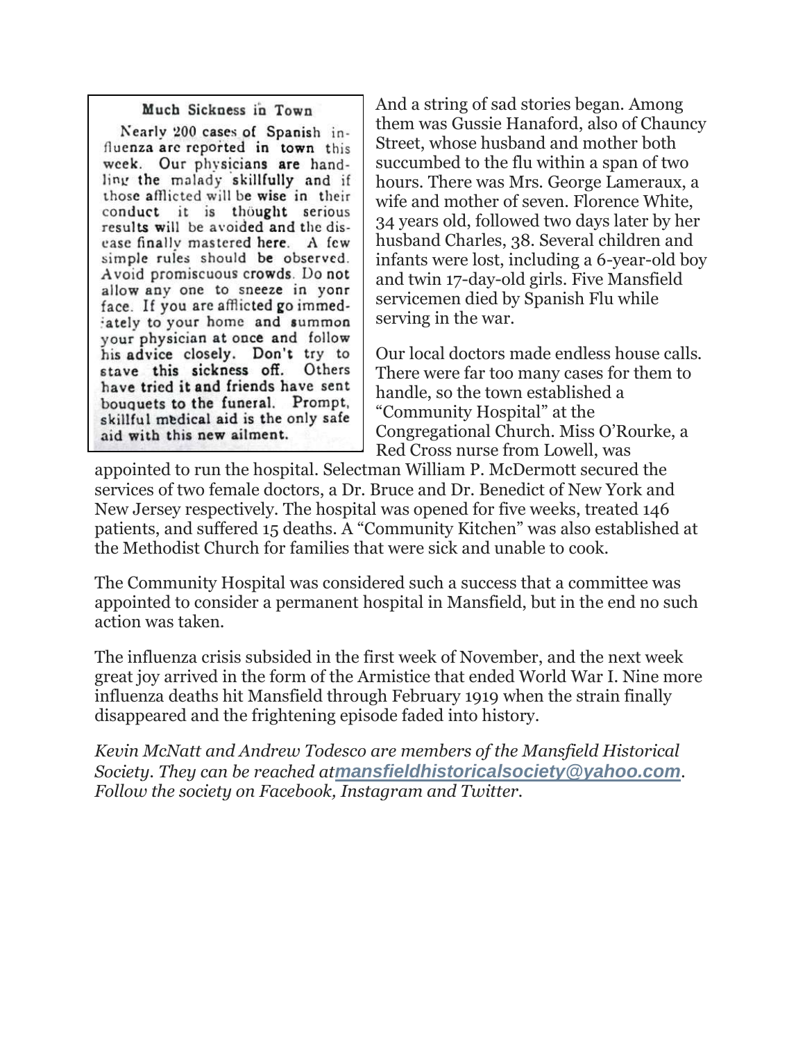**Much Sickness in Town**

Nearly 200 cases of Spanish influenza are reported in town this week. Our physicians are handling the malady skillfully and if those afflicted will be wise in their conduct it is thought serious results will be avoided and the disease finally mastered here. A few simple rules should be observed. Avoid promiscuous crowds. Do not allow any one to sneeze in yonr face. If you are afflicted go immediately to your home and summon your physician at once and follow his advice closely. Don't try to stave this sickness off. Others have tried it and friends have sent bouquets to the funeral. Prompt, skillful medical aid is the only safe aid with this new ailment.

And a string of sad stories began. Among them was Gussie Hanaford, also of Chauncy Street, whose husband and mother both succumbed to the flu within a span of two hours. There was Mrs. George Lameraux, a wife and mother of seven. Florence White, 34 years old, followed two days later by her husband Charles, 38. Several children and infants were lost, including a 6-year-old boy and twin 17-day-old girls. Five Mansfield servicemen died by Spanish Flu while serving in the war.

Our local doctors made endless house calls. There were far too many cases for them to handle, so the town established a "Community Hospital" at the Congregational Church. Miss O'Rourke, a Red Cross nurse from Lowell, was appointed to run the hospital. Selectman William P. McDermott secured the services of two female doctors, a Dr. Bruce and Dr. Benedict of New York and New Jersey respectively. The hospital was opened for five weeks, treated 146 patients, and suffered 15 deaths. A "Community Kitchen" was also established at the Methodist Church for families that were sick and unable to cook.

The Community Hospital was considered such a success that a committee was appointed to consider a permanent hospital in Mansfield, but in the end no such action was taken.

The influenza crisis subsided in the first week of November, and the next week great joy arrived in the form of the Armistice that ended World War I. Nine more influenza deaths hit Mansfield through February 1919 when the strain finally disappeared and the frightening episode faded into history.

*Kevin McNatt and Andrew Todesco are members of the Mansfield Historical Society. They can be reached at* ***mansfieldhistoricalsociety@yahoo.com****. Follow the society on Facebook, Instagram and Twitter.*